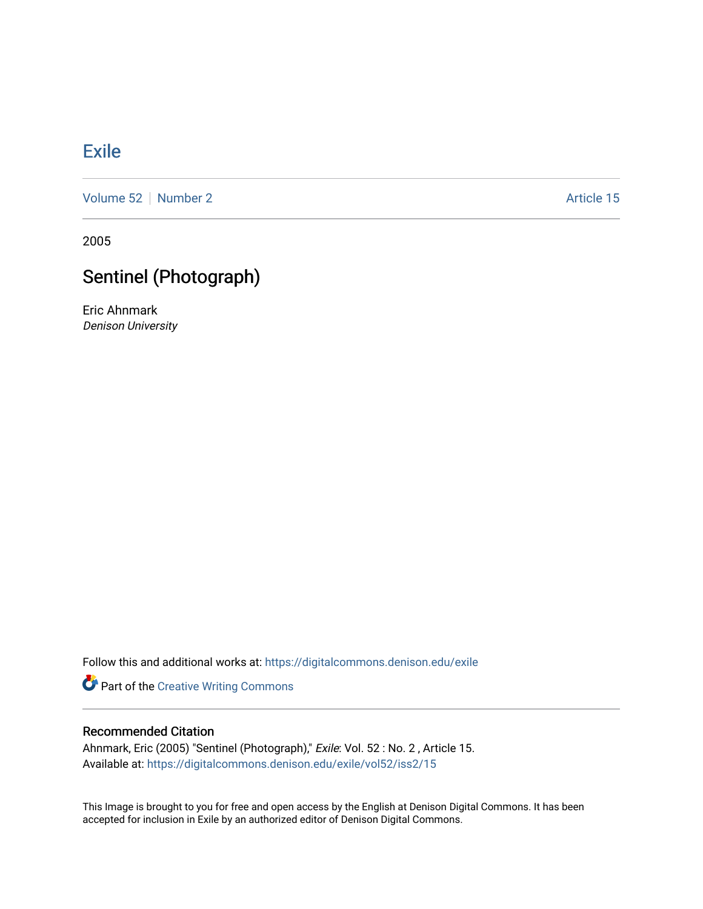# Exile

Volume 52 | Number 2 | Article 15

2005

## Sentinel (Photograph)

Eric Ahnmark
*Denison University*

Follow this and additional works at: https://digitalcommons.denison.edu/exile

Part of the Creative Writing Commons

### Recommended Citation

Ahnmark, Eric (2005) "Sentinel (Photograph)," *Exile*: Vol. 52 : No. 2 , Article 15.
Available at: https://digitalcommons.denison.edu/exile/vol52/iss2/15

This Image is brought to you for free and open access by the English at Denison Digital Commons. It has been accepted for inclusion in Exile by an authorized editor of Denison Digital Commons.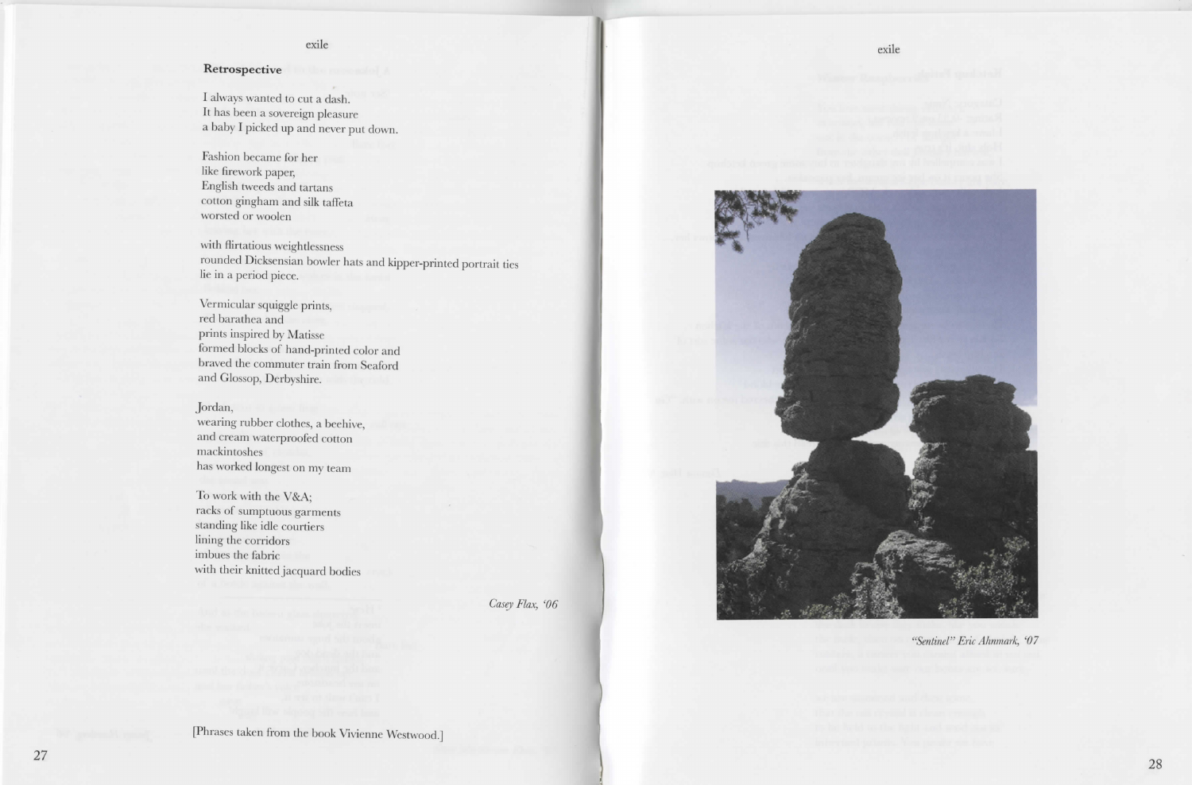## Retrospective

I always wanted to cut a dash.
It has been a sovereign pleasure
a baby I picked up and never put down.

Fashion became for her
like firework paper,
English tweeds and tartans
cotton gingham and silk taffeta
worsted or woolen

with flirtatious weightlessness
rounded Dicksensian bowler hats and kipper-printed portrait ties
lie in a period piece.

Vermicular squiggle prints,
red barathea and
prints inspired by Matisse
formed blocks of hand-printed color and
braved the commuter train from Seaford
and Glossop, Derbyshire.

Jordan,
wearing rubber clothes, a beehive,
and cream waterproofed cotton
mackintoshes
has worked longest on my team

To work with the V&A;
racks of sumptuous garments
standing like idle courtiers
lining the corridors
imbues the fabric
with their knitted jacquard bodies

*Casey Flax, '06*

[Phrases taken from the book Vivienne Westwood.]

*"Sentinel" Eric Ahnmark, '07*